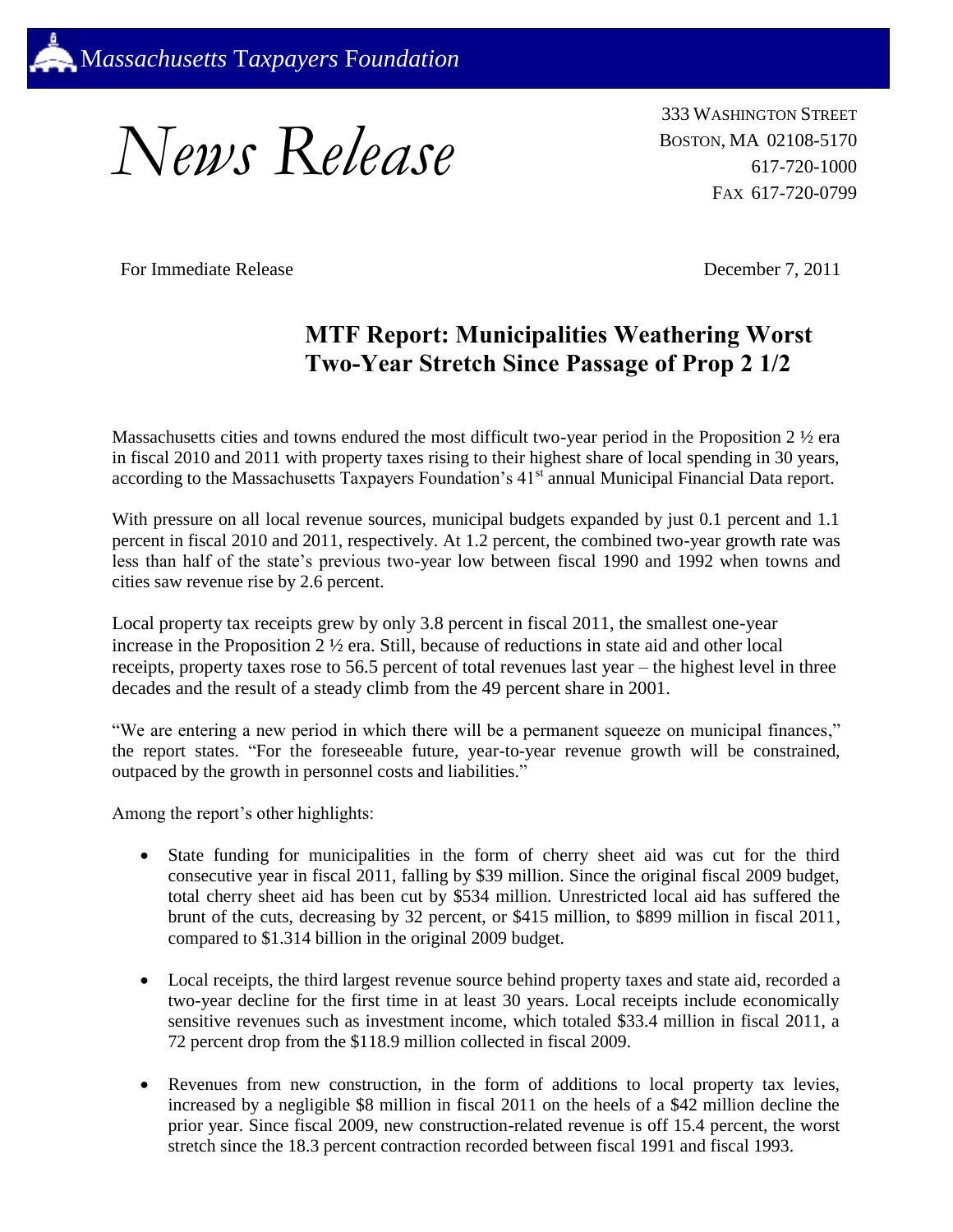*Massachusetts Taxpayers Foundation*

# *News Release*

333 WASHINGTON STREET
BOSTON, MA 02108-5170
617-720-1000
FAX 617-720-0799

For Immediate Release

December 7, 2011

## MTF Report: Municipalities Weathering Worst Two-Year Stretch Since Passage of Prop 2 1/2

Massachusetts cities and towns endured the most difficult two-year period in the Proposition 2 ½ era in fiscal 2010 and 2011 with property taxes rising to their highest share of local spending in 30 years, according to the Massachusetts Taxpayers Foundation's 41st annual Municipal Financial Data report.

With pressure on all local revenue sources, municipal budgets expanded by just 0.1 percent and 1.1 percent in fiscal 2010 and 2011, respectively. At 1.2 percent, the combined two-year growth rate was less than half of the state's previous two-year low between fiscal 1990 and 1992 when towns and cities saw revenue rise by 2.6 percent.

Local property tax receipts grew by only 3.8 percent in fiscal 2011, the smallest one-year increase in the Proposition 2 ½ era. Still, because of reductions in state aid and other local receipts, property taxes rose to 56.5 percent of total revenues last year – the highest level in three decades and the result of a steady climb from the 49 percent share in 2001.

"We are entering a new period in which there will be a permanent squeeze on municipal finances," the report states. "For the foreseeable future, year-to-year revenue growth will be constrained, outpaced by the growth in personnel costs and liabilities."

Among the report's other highlights:

- State funding for municipalities in the form of cherry sheet aid was cut for the third consecutive year in fiscal 2011, falling by $39 million. Since the original fiscal 2009 budget, total cherry sheet aid has been cut by $534 million. Unrestricted local aid has suffered the brunt of the cuts, decreasing by 32 percent, or $415 million, to $899 million in fiscal 2011, compared to $1.314 billion in the original 2009 budget.

- Local receipts, the third largest revenue source behind property taxes and state aid, recorded a two-year decline for the first time in at least 30 years. Local receipts include economically sensitive revenues such as investment income, which totaled $33.4 million in fiscal 2011, a 72 percent drop from the $118.9 million collected in fiscal 2009.

- Revenues from new construction, in the form of additions to local property tax levies, increased by a negligible $8 million in fiscal 2011 on the heels of a $42 million decline the prior year. Since fiscal 2009, new construction-related revenue is off 15.4 percent, the worst stretch since the 18.3 percent contraction recorded between fiscal 1991 and fiscal 1993.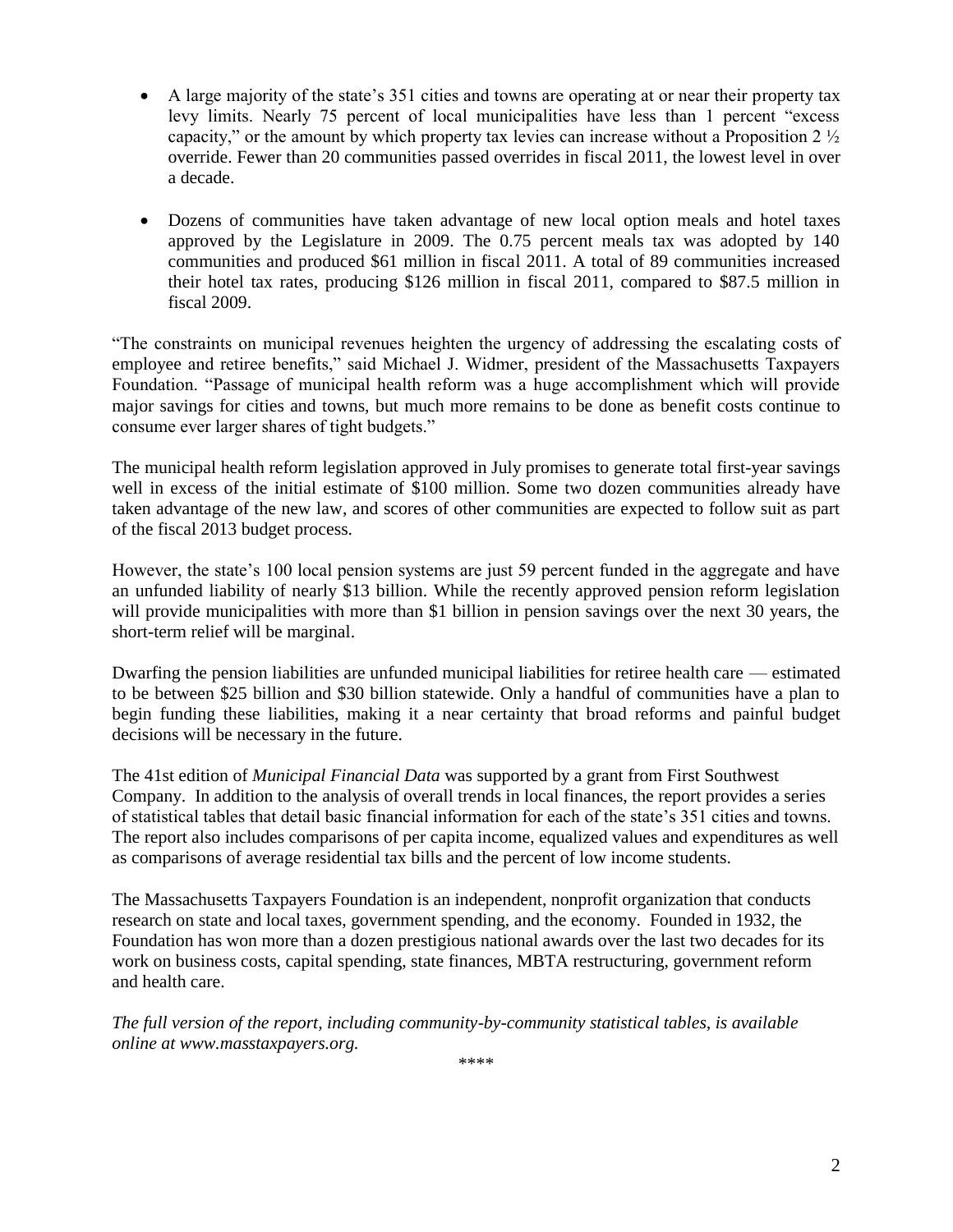- A large majority of the state's 351 cities and towns are operating at or near their property tax levy limits. Nearly 75 percent of local municipalities have less than 1 percent "excess capacity," or the amount by which property tax levies can increase without a Proposition 2 ½ override. Fewer than 20 communities passed overrides in fiscal 2011, the lowest level in over a decade.

- Dozens of communities have taken advantage of new local option meals and hotel taxes approved by the Legislature in 2009. The 0.75 percent meals tax was adopted by 140 communities and produced $61 million in fiscal 2011. A total of 89 communities increased their hotel tax rates, producing $126 million in fiscal 2011, compared to $87.5 million in fiscal 2009.

"The constraints on municipal revenues heighten the urgency of addressing the escalating costs of employee and retiree benefits," said Michael J. Widmer, president of the Massachusetts Taxpayers Foundation. "Passage of municipal health reform was a huge accomplishment which will provide major savings for cities and towns, but much more remains to be done as benefit costs continue to consume ever larger shares of tight budgets."

The municipal health reform legislation approved in July promises to generate total first-year savings well in excess of the initial estimate of $100 million. Some two dozen communities already have taken advantage of the new law, and scores of other communities are expected to follow suit as part of the fiscal 2013 budget process.

However, the state's 100 local pension systems are just 59 percent funded in the aggregate and have an unfunded liability of nearly $13 billion. While the recently approved pension reform legislation will provide municipalities with more than $1 billion in pension savings over the next 30 years, the short-term relief will be marginal.

Dwarfing the pension liabilities are unfunded municipal liabilities for retiree health care — estimated to be between $25 billion and $30 billion statewide. Only a handful of communities have a plan to begin funding these liabilities, making it a near certainty that broad reforms and painful budget decisions will be necessary in the future.

The 41st edition of *Municipal Financial Data* was supported by a grant from First Southwest Company. In addition to the analysis of overall trends in local finances, the report provides a series of statistical tables that detail basic financial information for each of the state's 351 cities and towns. The report also includes comparisons of per capita income, equalized values and expenditures as well as comparisons of average residential tax bills and the percent of low income students.

The Massachusetts Taxpayers Foundation is an independent, nonprofit organization that conducts research on state and local taxes, government spending, and the economy. Founded in 1932, the Foundation has won more than a dozen prestigious national awards over the last two decades for its work on business costs, capital spending, state finances, MBTA restructuring, government reform and health care.

*The full version of the report, including community-by-community statistical tables, is available online at www.masstaxpayers.org.*

****